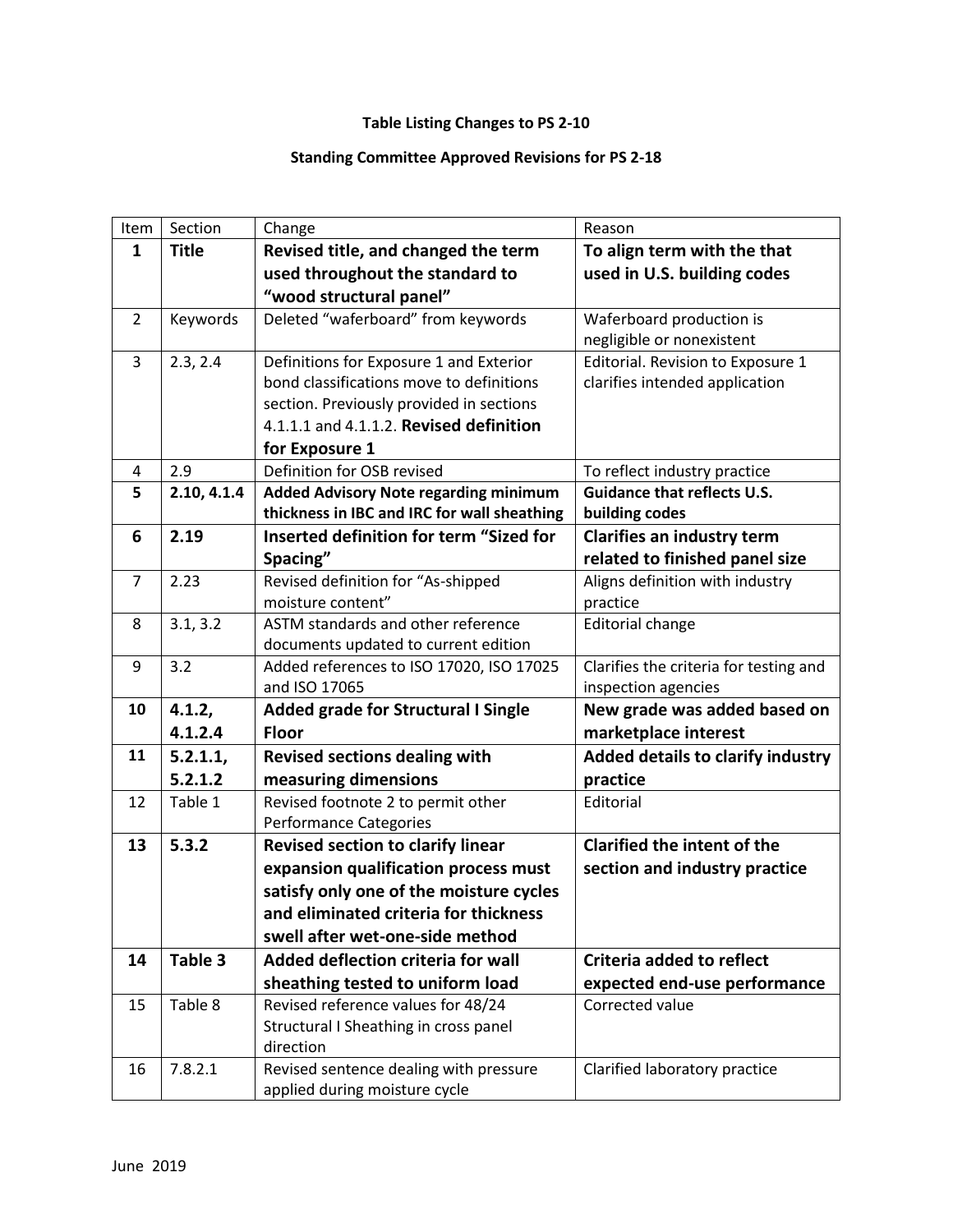**Table Listing Changes to PS 2-10**

**Standing Committee Approved Revisions for PS 2-18**

| Item | Section | Change | Reason |
|---|---|---|---|
| **1** | **Title** | **Revised title, and changed the term used throughout the standard to "wood structural panel"** | **To align term with the that used in U.S. building codes** |
| 2 | Keywords | Deleted "waferboard" from keywords | Waferboard production is negligible or nonexistent |
| 3 | 2.3, 2.4 | Definitions for Exposure 1 and Exterior bond classifications move to definitions section. Previously provided in sections 4.1.1.1 and 4.1.1.2. **Revised definition for Exposure 1** | Editorial. Revision to Exposure 1 clarifies intended application |
| 4 | 2.9 | Definition for OSB revised | To reflect industry practice |
| **5** | **2.10, 4.1.4** | **Added Advisory Note regarding minimum thickness in IBC and IRC for wall sheathing** | **Guidance that reflects U.S. building codes** |
| **6** | **2.19** | **Inserted definition for term "Sized for Spacing"** | **Clarifies an industry term related to finished panel size** |
| 7 | 2.23 | Revised definition for "As-shipped moisture content" | Aligns definition with industry practice |
| 8 | 3.1, 3.2 | ASTM standards and other reference documents updated to current edition | Editorial change |
| 9 | 3.2 | Added references to ISO 17020, ISO 17025 and ISO 17065 | Clarifies the criteria for testing and inspection agencies |
| **10** | **4.1.2, 4.1.2.4** | **Added grade for Structural I Single Floor** | **New grade was added based on marketplace interest** |
| **11** | **5.2.1.1, 5.2.1.2** | **Revised sections dealing with measuring dimensions** | **Added details to clarify industry practice** |
| 12 | Table 1 | Revised footnote 2 to permit other Performance Categories | Editorial |
| **13** | **5.3.2** | **Revised section to clarify linear expansion qualification process must satisfy only one of the moisture cycles and eliminated criteria for thickness swell after wet-one-side method** | **Clarified the intent of the section and industry practice** |
| **14** | **Table 3** | **Added deflection criteria for wall sheathing tested to uniform load** | **Criteria added to reflect expected end-use performance** |
| 15 | Table 8 | Revised reference values for 48/24 Structural I Sheathing in cross panel direction | Corrected value |
| 16 | 7.8.2.1 | Revised sentence dealing with pressure applied during moisture cycle | Clarified laboratory practice |

June 2019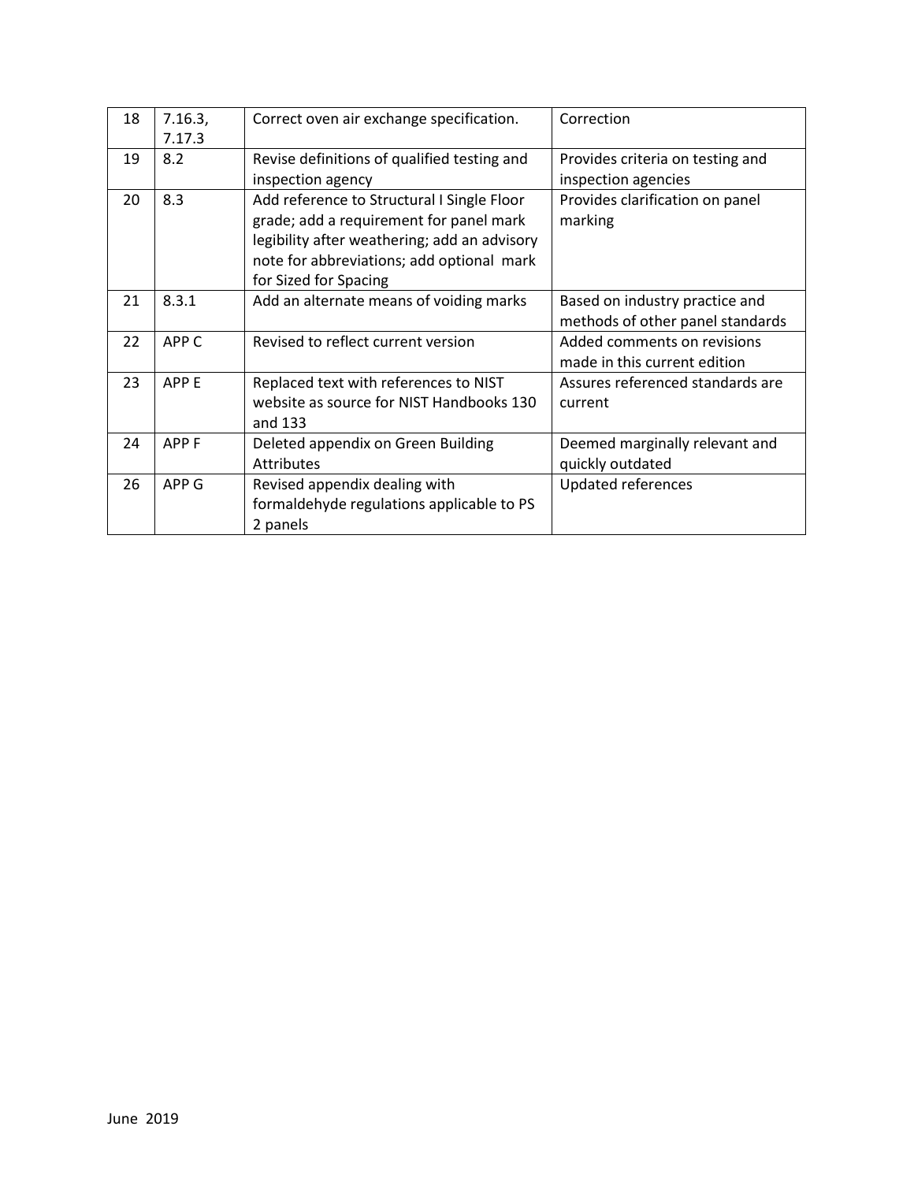| | | | |
|---|---|---|---|
| 18 | 7.16.3, 7.17.3 | Correct oven air exchange specification. | Correction |
| 19 | 8.2 | Revise definitions of qualified testing and inspection agency | Provides criteria on testing and inspection agencies |
| 20 | 8.3 | Add reference to Structural I Single Floor grade; add a requirement for panel mark legibility after weathering; add an advisory note for abbreviations; add optional mark for Sized for Spacing | Provides clarification on panel marking |
| 21 | 8.3.1 | Add an alternate means of voiding marks | Based on industry practice and methods of other panel standards |
| 22 | APP C | Revised to reflect current version | Added comments on revisions made in this current edition |
| 23 | APP E | Replaced text with references to NIST website as source for NIST Handbooks 130 and 133 | Assures referenced standards are current |
| 24 | APP F | Deleted appendix on Green Building Attributes | Deemed marginally relevant and quickly outdated |
| 26 | APP G | Revised appendix dealing with formaldehyde regulations applicable to PS 2 panels | Updated references |

June 2019